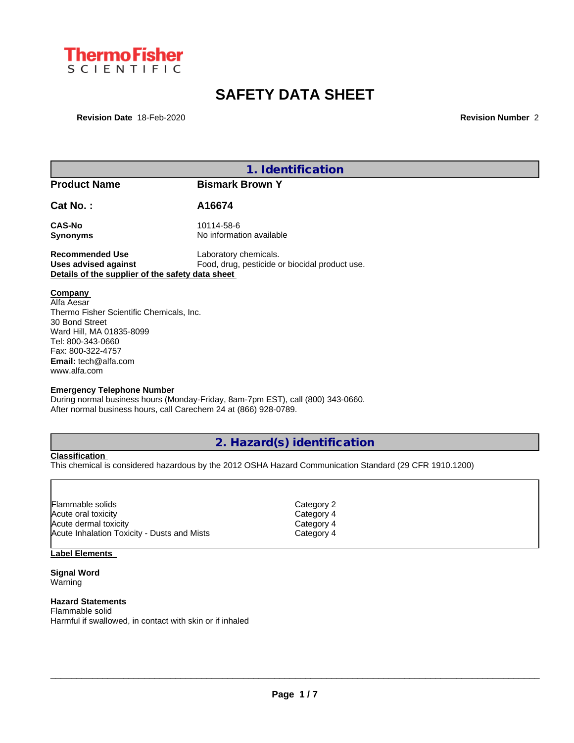# SAFETY DATA SHEET

**Revision Date** 18-Feb-2020 **Revision Number** 2

## 1. Identification

| | |
|---|---|
| **Product Name** | **Bismark Brown Y** |
| **Cat No. :** | **A16674** |
| **CAS-No** | 10114-58-6 |
| **Synonyms** | No information available |
| **Recommended Use** | Laboratory chemicals. |
| **Uses advised against** | Food, drug, pesticide or biocidal product use. |

**Details of the supplier of the safety data sheet**

**Company**
Alfa Aesar
Thermo Fisher Scientific Chemicals, Inc.
30 Bond Street
Ward Hill, MA 01835-8099
Tel: 800-343-0660
Fax: 800-322-4757
**Email:** tech@alfa.com
www.alfa.com

**Emergency Telephone Number**
During normal business hours (Monday-Friday, 8am-7pm EST), call (800) 343-0660.
After normal business hours, call Carechem 24 at (866) 928-0789.

## 2. Hazard(s) identification

**Classification**
This chemical is considered hazardous by the 2012 OSHA Hazard Communication Standard (29 CFR 1910.1200)

| | |
|---|---|
| Flammable solids | Category 2 |
| Acute oral toxicity | Category 4 |
| Acute dermal toxicity | Category 4 |
| Acute Inhalation Toxicity - Dusts and Mists | Category 4 |

**Label Elements**

**Signal Word**
Warning

**Hazard Statements**
Flammable solid
Harmful if swallowed, in contact with skin or if inhaled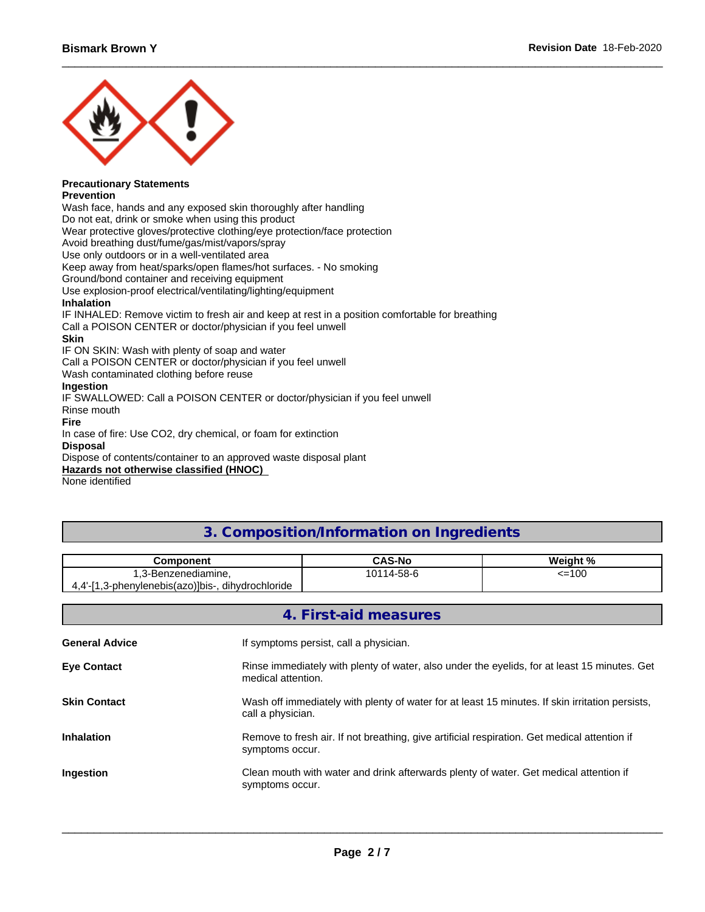**Precautionary Statements**

**Prevention**

Wash face, hands and any exposed skin thoroughly after handling
Do not eat, drink or smoke when using this product
Wear protective gloves/protective clothing/eye protection/face protection
Avoid breathing dust/fume/gas/mist/vapors/spray
Use only outdoors or in a well-ventilated area
Keep away from heat/sparks/open flames/hot surfaces. - No smoking
Ground/bond container and receiving equipment
Use explosion-proof electrical/ventilating/lighting/equipment

**Inhalation**

IF INHALED: Remove victim to fresh air and keep at rest in a position comfortable for breathing
Call a POISON CENTER or doctor/physician if you feel unwell

**Skin**

IF ON SKIN: Wash with plenty of soap and water
Call a POISON CENTER or doctor/physician if you feel unwell
Wash contaminated clothing before reuse

**Ingestion**

IF SWALLOWED: Call a POISON CENTER or doctor/physician if you feel unwell
Rinse mouth

**Fire**

In case of fire: Use CO2, dry chemical, or foam for extinction

**Disposal**

Dispose of contents/container to an approved waste disposal plant

**Hazards not otherwise classified (HNOC)**

None identified

## 3. Composition/Information on Ingredients

| Component | CAS-No | Weight % |
|---|---|---|
| 1,3-Benzenediamine, 4,4'-[1,3-phenylenebis(azo)]bis-, dihydrochloride | 10114-58-6 | <=100 |

## 4. First-aid measures

**General Advice** If symptoms persist, call a physician.

**Eye Contact** Rinse immediately with plenty of water, also under the eyelids, for at least 15 minutes. Get medical attention.

**Skin Contact** Wash off immediately with plenty of water for at least 15 minutes. If skin irritation persists, call a physician.

**Inhalation** Remove to fresh air. If not breathing, give artificial respiration. Get medical attention if symptoms occur.

**Ingestion** Clean mouth with water and drink afterwards plenty of water. Get medical attention if symptoms occur.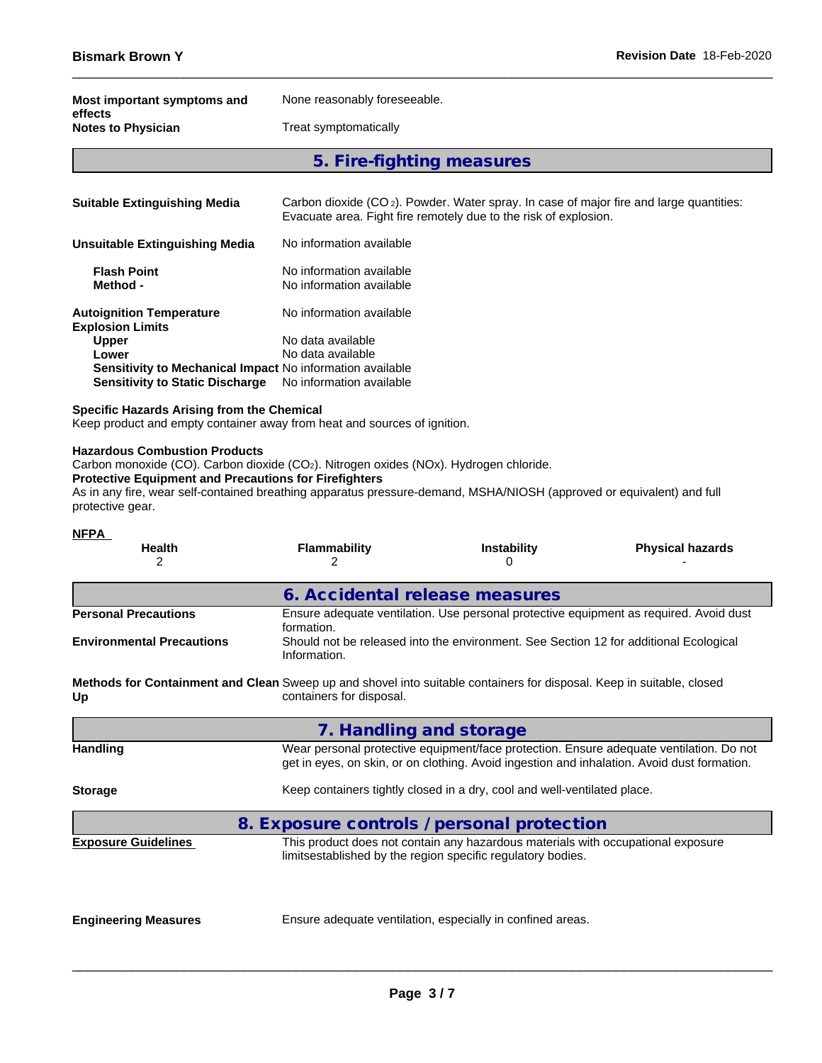**Most important symptoms and effects**: None reasonably foreseeable.

**Notes to Physician**: Treat symptomatically

## 5. Fire-fighting measures

**Suitable Extinguishing Media**: Carbon dioxide ($CO_2$). Powder. Water spray. In case of major fire and large quantities: Evacuate area. Fight fire remotely due to the risk of explosion.

**Unsuitable Extinguishing Media**: No information available

**Flash Point**: No information available
**Method -**: No information available

**Autoignition Temperature**: No information available
**Explosion Limits**
**Upper**: No data available
**Lower**: No data available
**Sensitivity to Mechanical Impact**: No information available
**Sensitivity to Static Discharge**: No information available

**Specific Hazards Arising from the Chemical**
Keep product and empty container away from heat and sources of ignition.

**Hazardous Combustion Products**
Carbon monoxide (CO). Carbon dioxide ($CO_2$). Nitrogen oxides (NOx). Hydrogen chloride.
**Protective Equipment and Precautions for Firefighters**
As in any fire, wear self-contained breathing apparatus pressure-demand, MSHA/NIOSH (approved or equivalent) and full protective gear.

**NFPA**

| Health | Flammability | Instability | Physical hazards |
|---|---|---|---|
| 2 | 2 | 0 | - |

## 6. Accidental release measures

**Personal Precautions**: Ensure adequate ventilation. Use personal protective equipment as required. Avoid dust formation.

**Environmental Precautions**: Should not be released into the environment. See Section 12 for additional Ecological Information.

**Methods for Containment and Clean Up**: Sweep up and shovel into suitable containers for disposal. Keep in suitable, closed containers for disposal.

## 7. Handling and storage

**Handling**: Wear personal protective equipment/face protection. Ensure adequate ventilation. Do not get in eyes, on skin, or on clothing. Avoid ingestion and inhalation. Avoid dust formation.

**Storage**: Keep containers tightly closed in a dry, cool and well-ventilated place.

## 8. Exposure controls / personal protection

**Exposure Guidelines**: This product does not contain any hazardous materials with occupational exposure limitsestablished by the region specific regulatory bodies.

**Engineering Measures**: Ensure adequate ventilation, especially in confined areas.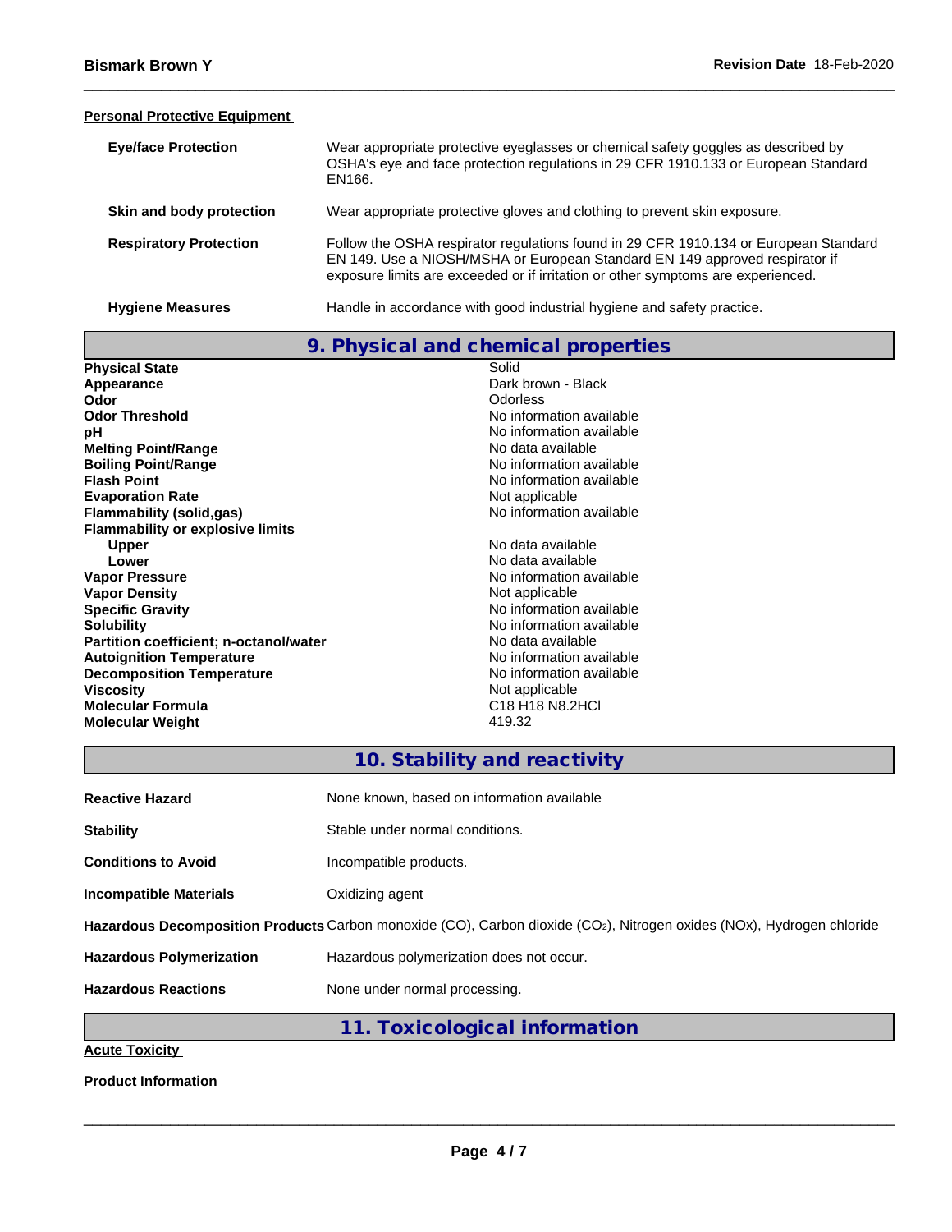**Personal Protective Equipment**

| | |
|---|---|
| **Eye/face Protection** | Wear appropriate protective eyeglasses or chemical safety goggles as described by OSHA's eye and face protection regulations in 29 CFR 1910.133 or European Standard EN166. |
| **Skin and body protection** | Wear appropriate protective gloves and clothing to prevent skin exposure. |
| **Respiratory Protection** | Follow the OSHA respirator regulations found in 29 CFR 1910.134 or European Standard EN 149. Use a NIOSH/MSHA or European Standard EN 149 approved respirator if exposure limits are exceeded or if irritation or other symptoms are experienced. |
| **Hygiene Measures** | Handle in accordance with good industrial hygiene and safety practice. |

## 9. Physical and chemical properties

| | |
|---|---|
| **Physical State** | Solid |
| **Appearance** | Dark brown - Black |
| **Odor** | Odorless |
| **Odor Threshold** | No information available |
| **pH** | No information available |
| **Melting Point/Range** | No data available |
| **Boiling Point/Range** | No information available |
| **Flash Point** | No information available |
| **Evaporation Rate** | Not applicable |
| **Flammability (solid,gas)** | No information available |
| **Flammability or explosive limits** | |
| **Upper** | No data available |
| **Lower** | No data available |
| **Vapor Pressure** | No information available |
| **Vapor Density** | Not applicable |
| **Specific Gravity** | No information available |
| **Solubility** | No information available |
| **Partition coefficient; n-octanol/water** | No data available |
| **Autoignition Temperature** | No information available |
| **Decomposition Temperature** | No information available |
| **Viscosity** | Not applicable |
| **Molecular Formula** | C18 H18 N8.2HCl |
| **Molecular Weight** | 419.32 |

## 10. Stability and reactivity

| | |
|---|---|
| **Reactive Hazard** | None known, based on information available |
| **Stability** | Stable under normal conditions. |
| **Conditions to Avoid** | Incompatible products. |
| **Incompatible Materials** | Oxidizing agent |
| **Hazardous Decomposition Products** | Carbon monoxide (CO), Carbon dioxide ($CO_2$), Nitrogen oxides (NOx), Hydrogen chloride |
| **Hazardous Polymerization** | Hazardous polymerization does not occur. |
| **Hazardous Reactions** | None under normal processing. |

## 11. Toxicological information

**Acute Toxicity**

**Product Information**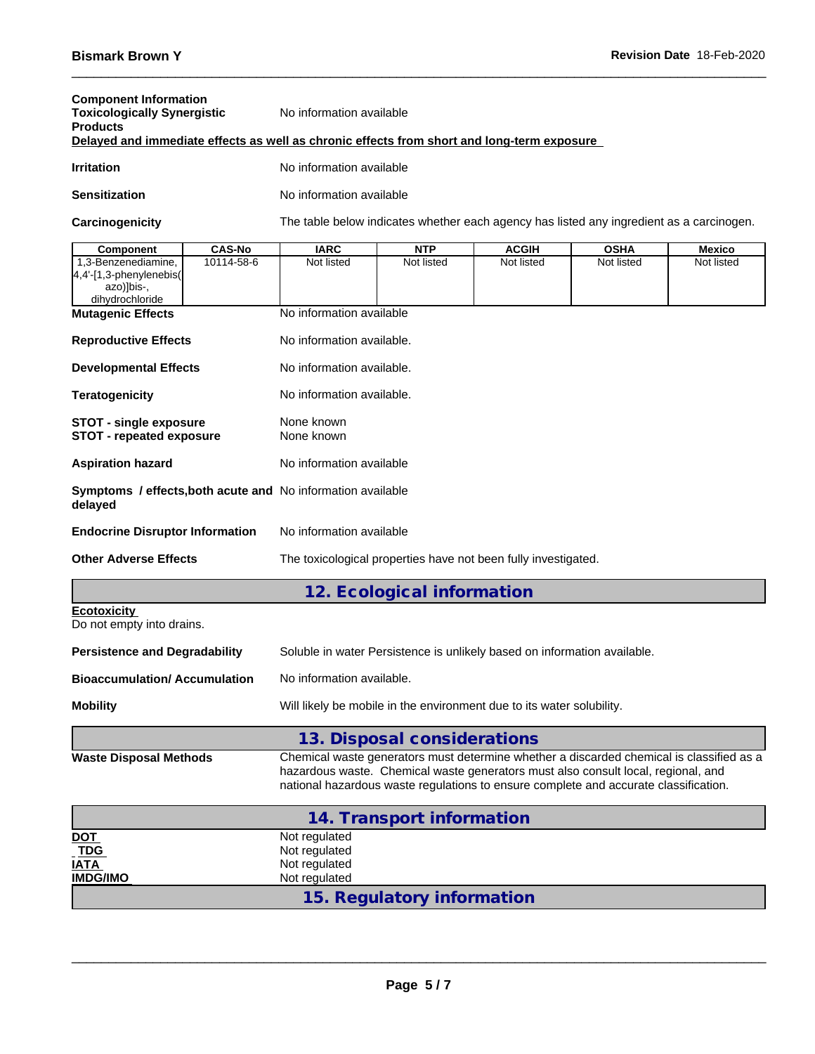**Component Information**

**Toxicologically Synergistic Products** No information available

**Delayed and immediate effects as well as chronic effects from short and long-term exposure**

**Irritation** No information available

**Sensitization** No information available

**Carcinogenicity** The table below indicates whether each agency has listed any ingredient as a carcinogen.

| Component | CAS-No | IARC | NTP | ACGIH | OSHA | Mexico |
|---|---|---|---|---|---|---|
| 1,3-Benzenediamine, 4,4'-[1,3-phenylenebis(azo)]bis-, dihydrochloride | 10114-58-6 | Not listed | Not listed | Not listed | Not listed | Not listed |

**Mutagenic Effects** No information available

**Reproductive Effects** No information available.

**Developmental Effects** No information available.

**Teratogenicity** No information available.

**STOT - single exposure** None known
**STOT - repeated exposure** None known

**Aspiration hazard** No information available

**Symptoms / effects,both acute and delayed** No information available

**Endocrine Disruptor Information** No information available

**Other Adverse Effects** The toxicological properties have not been fully investigated.

## 12. Ecological information

**Ecotoxicity**
Do not empty into drains.

**Persistence and Degradability** Soluble in water Persistence is unlikely based on information available.

**Bioaccumulation/ Accumulation** No information available.

**Mobility** Will likely be mobile in the environment due to its water solubility.

## 13. Disposal considerations

**Waste Disposal Methods** Chemical waste generators must determine whether a discarded chemical is classified as a hazardous waste. Chemical waste generators must also consult local, regional, and national hazardous waste regulations to ensure complete and accurate classification.

## 14. Transport information

**DOT** Not regulated
**TDG** Not regulated
**IATA** Not regulated
**IMDG/IMO** Not regulated

## 15. Regulatory information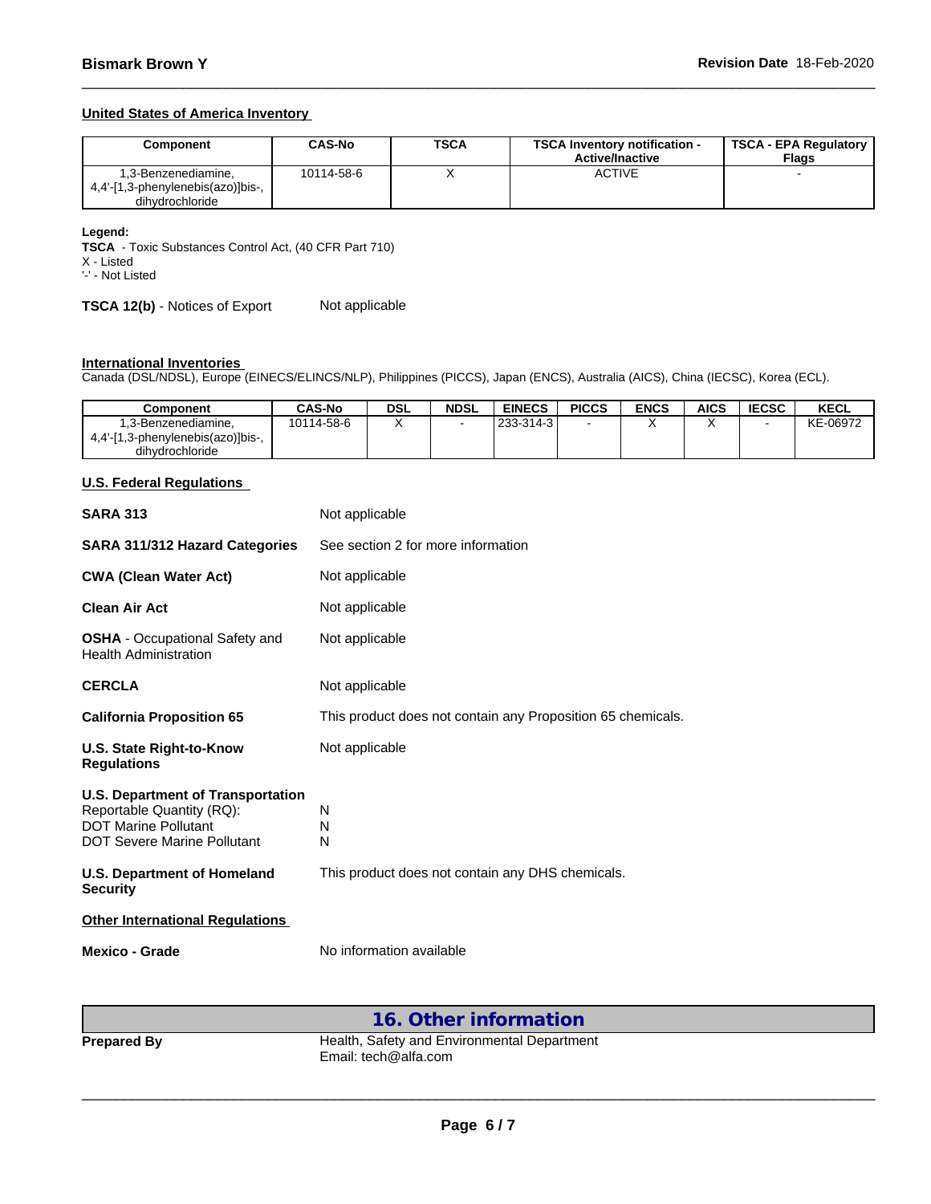### United States of America Inventory

| Component | CAS-No | TSCA | TSCA Inventory notification - Active/Inactive | TSCA - EPA Regulatory Flags |
|---|---|---|---|---|
| 1,3-Benzenediamine, 4,4'-[1,3-phenylenebis(azo)]bis-, dihydrochloride | 10114-58-6 | X | ACTIVE | - |

**Legend:**
**TSCA** - Toxic Substances Control Act, (40 CFR Part 710)
X - Listed
'-' - Not Listed

**TSCA 12(b)** - Notices of Export — Not applicable

### International Inventories

Canada (DSL/NDSL), Europe (EINECS/ELINCS/NLP), Philippines (PICCS), Japan (ENCS), Australia (AICS), China (IECSC), Korea (ECL).

| Component | CAS-No | DSL | NDSL | EINECS | PICCS | ENCS | AICS | IECSC | KECL |
|---|---|---|---|---|---|---|---|---|---|
| 1,3-Benzenediamine, 4,4'-[1,3-phenylenebis(azo)]bis-, dihydrochloride | 10114-58-6 | X | - | 233-314-3 | - | X | X | - | KE-06972 |

### U.S. Federal Regulations

**SARA 313** — Not applicable

**SARA 311/312 Hazard Categories** — See section 2 for more information

**CWA (Clean Water Act)** — Not applicable

**Clean Air Act** — Not applicable

**OSHA** - Occupational Safety and Health Administration — Not applicable

**CERCLA** — Not applicable

**California Proposition 65** — This product does not contain any Proposition 65 chemicals.

**U.S. State Right-to-Know Regulations** — Not applicable

**U.S. Department of Transportation**
Reportable Quantity (RQ): N
DOT Marine Pollutant: N
DOT Severe Marine Pollutant: N

**U.S. Department of Homeland Security** — This product does not contain any DHS chemicals.

### Other International Regulations

**Mexico - Grade** — No information available

## 16. Other information

**Prepared By** — Health, Safety and Environmental Department
Email: tech@alfa.com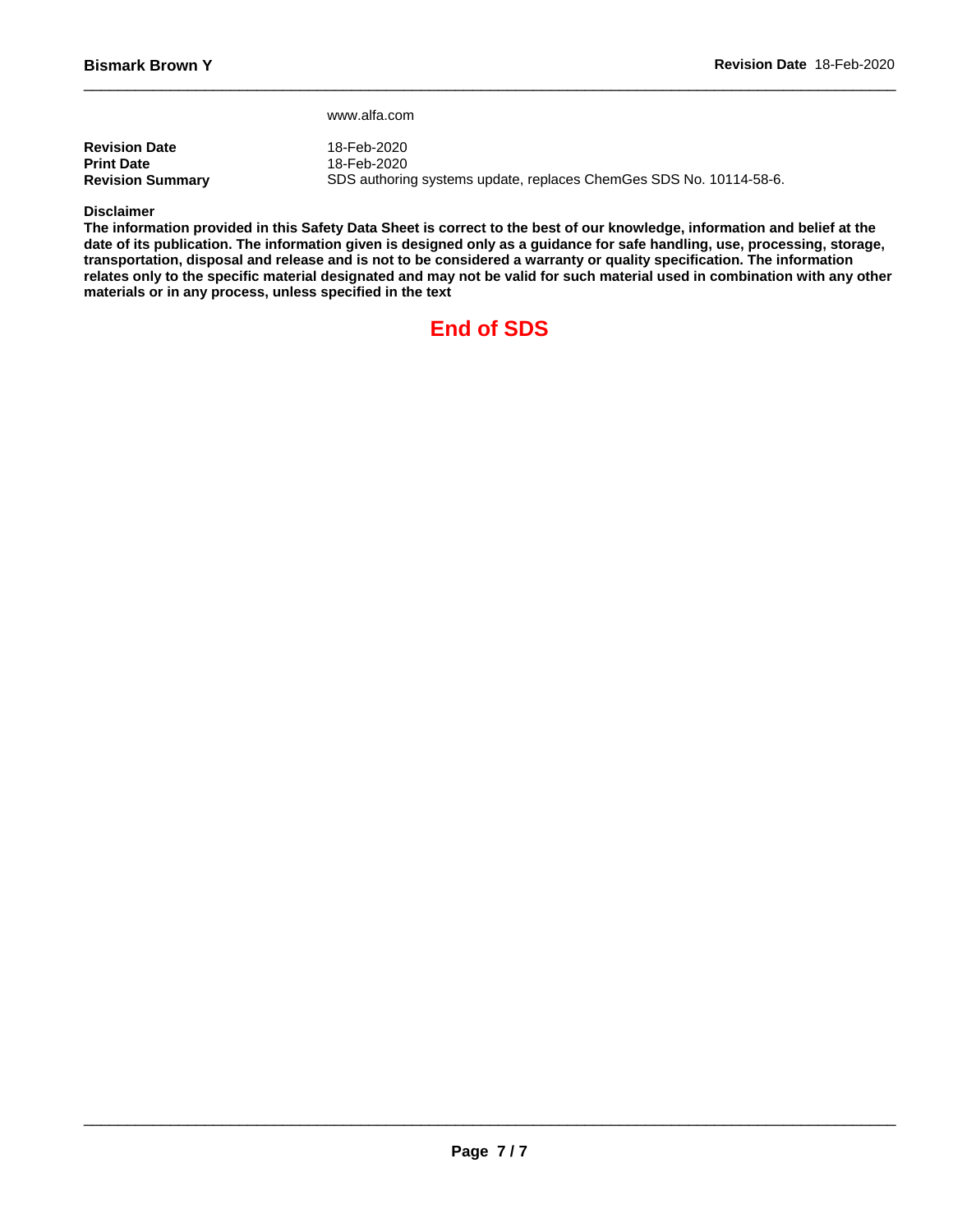www.alfa.com

| | |
|---|---|
| **Revision Date** | 18-Feb-2020 |
| **Print Date** | 18-Feb-2020 |
| **Revision Summary** | SDS authoring systems update, replaces ChemGes SDS No. 10114-58-6. |

**Disclaimer**

**The information provided in this Safety Data Sheet is correct to the best of our knowledge, information and belief at the date of its publication. The information given is designed only as a guidance for safe handling, use, processing, storage, transportation, disposal and release and is not to be considered a warranty or quality specification. The information relates only to the specific material designated and may not be valid for such material used in combination with any other materials or in any process, unless specified in the text**

**End of SDS**